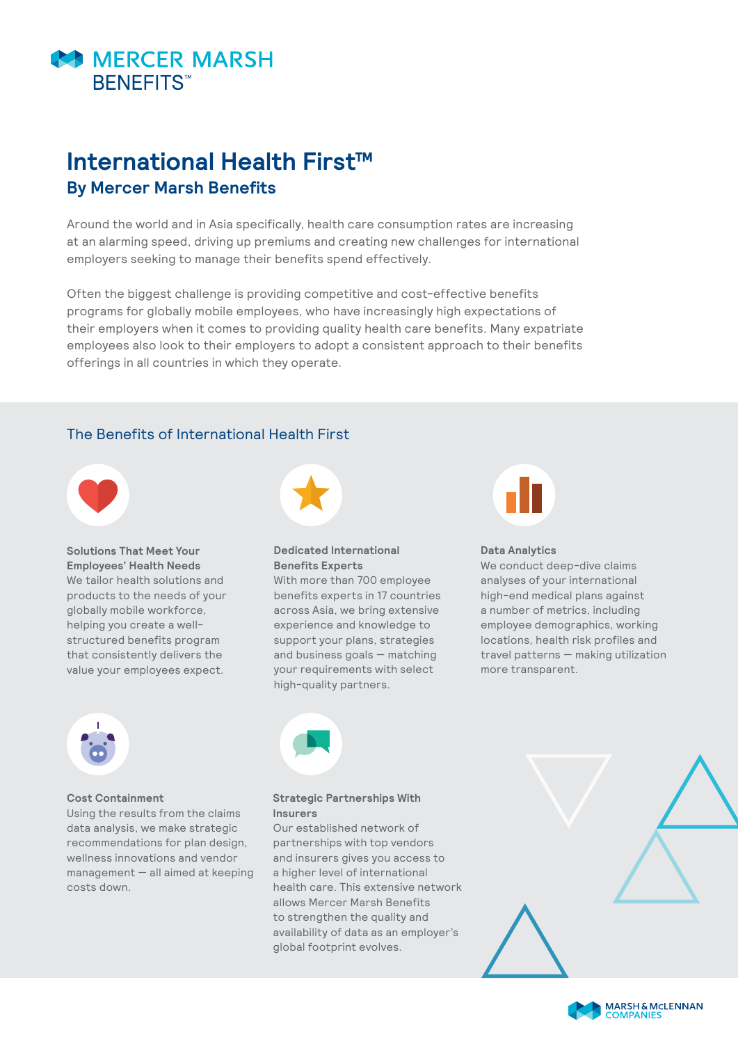MERCER MARSH BENEFITS™

# International Health First™

## By Mercer Marsh Benefits

Around the world and in Asia specifically, health care consumption rates are increasing at an alarming speed, driving up premiums and creating new challenges for international employers seeking to manage their benefits spend effectively.

Often the biggest challenge is providing competitive and cost-effective benefits programs for globally mobile employees, who have increasingly high expectations of their employers when it comes to providing quality health care benefits. Many expatriate employees also look to their employers to adopt a consistent approach to their benefits offerings in all countries in which they operate.

## The Benefits of International Health First

**Solutions That Meet Your Employees' Health Needs**
We tailor health solutions and products to the needs of your globally mobile workforce, helping you create a well-structured benefits program that consistently delivers the value your employees expect.

**Dedicated International Benefits Experts**
With more than 700 employee benefits experts in 17 countries across Asia, we bring extensive experience and knowledge to support your plans, strategies and business goals — matching your requirements with select high-quality partners.

**Data Analytics**
We conduct deep-dive claims analyses of your international high-end medical plans against a number of metrics, including employee demographics, working locations, health risk profiles and travel patterns — making utilization more transparent.

**Cost Containment**
Using the results from the claims data analysis, we make strategic recommendations for plan design, wellness innovations and vendor management — all aimed at keeping costs down.

**Strategic Partnerships With Insurers**
Our established network of partnerships with top vendors and insurers gives you access to a higher level of international health care. This extensive network allows Mercer Marsh Benefits to strengthen the quality and availability of data as an employer's global footprint evolves.

MARSH & McLENNAN COMPANIES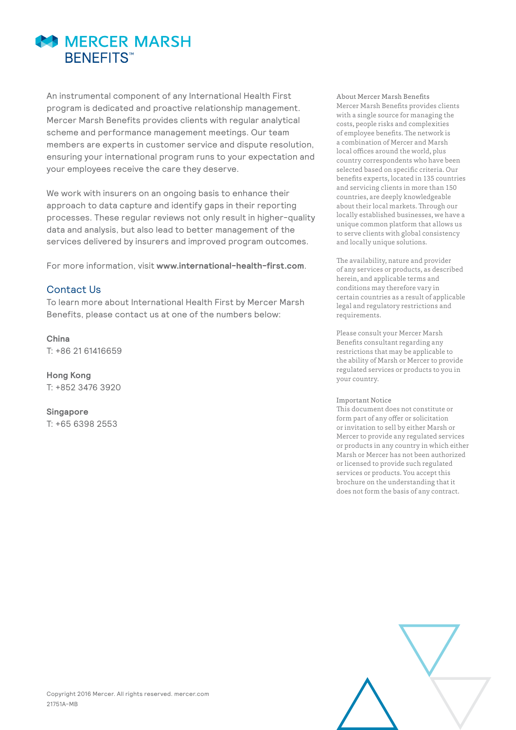MERCER MARSH BENEFITS™

An instrumental component of any International Health First program is dedicated and proactive relationship management. Mercer Marsh Benefits provides clients with regular analytical scheme and performance management meetings. Our team members are experts in customer service and dispute resolution, ensuring your international program runs to your expectation and your employees receive the care they deserve.

We work with insurers on an ongoing basis to enhance their approach to data capture and identify gaps in their reporting processes. These regular reviews not only result in higher-quality data and analysis, but also lead to better management of the services delivered by insurers and improved program outcomes.

For more information, visit **www.international-health-first.com**.

## Contact Us

To learn more about International Health First by Mercer Marsh Benefits, please contact us at one of the numbers below:

**China**
T: +86 21 61416659

**Hong Kong**
T: +852 3476 3920

**Singapore**
T: +65 6398 2553

About Mercer Marsh Benefits
Mercer Marsh Benefits provides clients with a single source for managing the costs, people risks and complexities of employee benefits. The network is a combination of Mercer and Marsh local offices around the world, plus country correspondents who have been selected based on specific criteria. Our benefits experts, located in 135 countries and servicing clients in more than 150 countries, are deeply knowledgeable about their local markets. Through our locally established businesses, we have a unique common platform that allows us to serve clients with global consistency and locally unique solutions.

The availability, nature and provider of any services or products, as described herein, and applicable terms and conditions may therefore vary in certain countries as a result of applicable legal and regulatory restrictions and requirements.

Please consult your Mercer Marsh Benefits consultant regarding any restrictions that may be applicable to the ability of Marsh or Mercer to provide regulated services or products to you in your country.

Important Notice
This document does not constitute or form part of any offer or solicitation or invitation to sell by either Marsh or Mercer to provide any regulated services or products in any country in which either Marsh or Mercer has not been authorized or licensed to provide such regulated services or products. You accept this brochure on the understanding that it does not form the basis of any contract.

Copyright 2016 Mercer. All rights reserved. mercer.com
21751A-MB